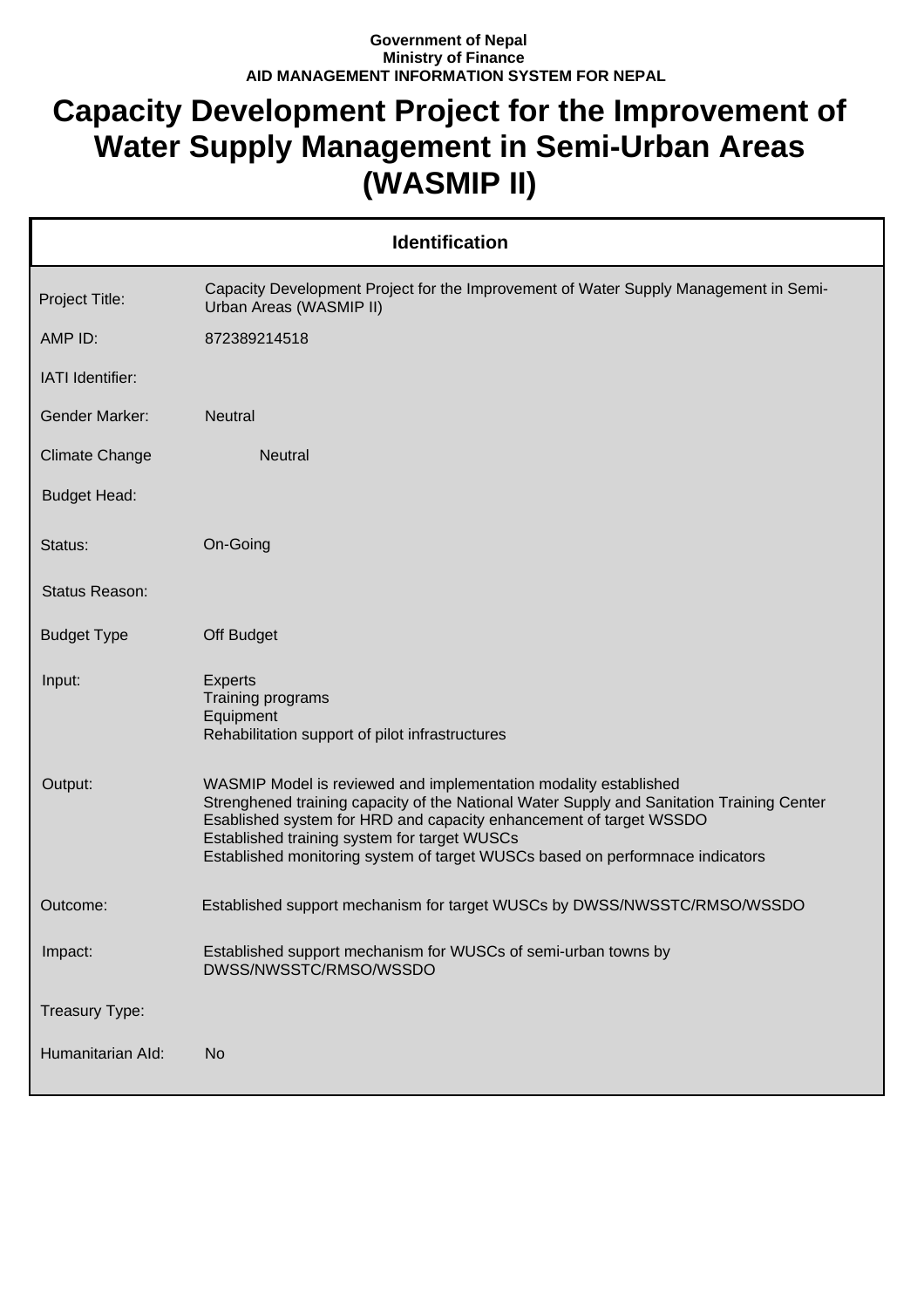**Government of Nepal**
**Ministry of Finance**
**AID MANAGEMENT INFORMATION SYSTEM FOR NEPAL**

# Capacity Development Project for the Improvement of Water Supply Management in Semi-Urban Areas (WASMIP II)

| Identification | |
|---|---|
| Project Title: | Capacity Development Project for the Improvement of Water Supply Management in Semi-Urban Areas (WASMIP II) |
| AMP ID: | 872389214518 |
| IATI Identifier: | |
| Gender Marker: | Neutral |
| Climate Change | Neutral |
| Budget Head: | |
| Status: | On-Going |
| Status Reason: | |
| Budget Type | Off Budget |
| Input: | Experts<br>Training programs<br>Equipment<br>Rehabilitation support of pilot infrastructures |
| Output: | WASMIP Model is reviewed and implementation modality established<br>Strenghened training capacity of the National Water Supply and Sanitation Training Center<br>Esablished system for HRD and capacity enhancement of target WSSDO<br>Established training system for target WUSCs<br>Established monitoring system of target WUSCs based on performnace indicators |
| Outcome: | Established support mechanism for target WUSCs by DWSS/NWSSTC/RMSO/WSSDO |
| Impact: | Established support mechanism for WUSCs of semi-urban towns by DWSS/NWSSTC/RMSO/WSSDO |
| Treasury Type: | |
| Humanitarian AId: | No |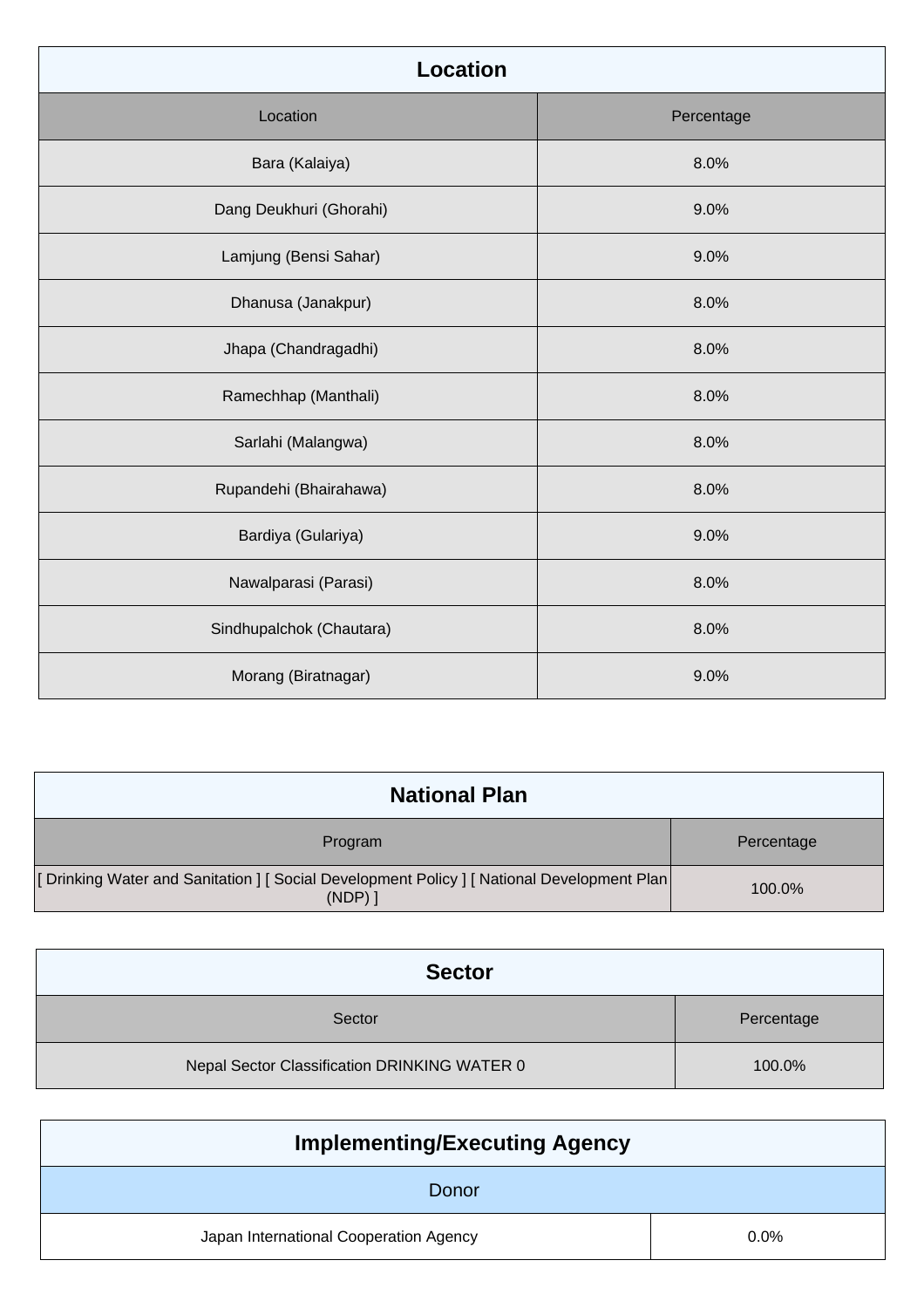| Location | |
|---|---|
| **Location** | **Percentage** |
| Bara (Kalaiya) | 8.0% |
| Dang Deukhuri (Ghorahi) | 9.0% |
| Lamjung (Bensi Sahar) | 9.0% |
| Dhanusa (Janakpur) | 8.0% |
| Jhapa (Chandragadhi) | 8.0% |
| Ramechhap (Manthali) | 8.0% |
| Sarlahi (Malangwa) | 8.0% |
| Rupandehi (Bhairahawa) | 8.0% |
| Bardiya (Gulariya) | 9.0% |
| Nawalparasi (Parasi) | 8.0% |
| Sindhupalchok (Chautara) | 8.0% |
| Morang (Biratnagar) | 9.0% |

| National Plan | |
|---|---|
| **Program** | **Percentage** |
| [ Drinking Water and Sanitation ] [ Social Development Policy ] [ National Development Plan (NDP) ] | 100.0% |

| Sector | |
|---|---|
| **Sector** | **Percentage** |
| Nepal Sector Classification DRINKING WATER 0 | 100.0% |

| Implementing/Executing Agency | |
|---|---|
| **Donor** | |
| Japan International Cooperation Agency | 0.0% |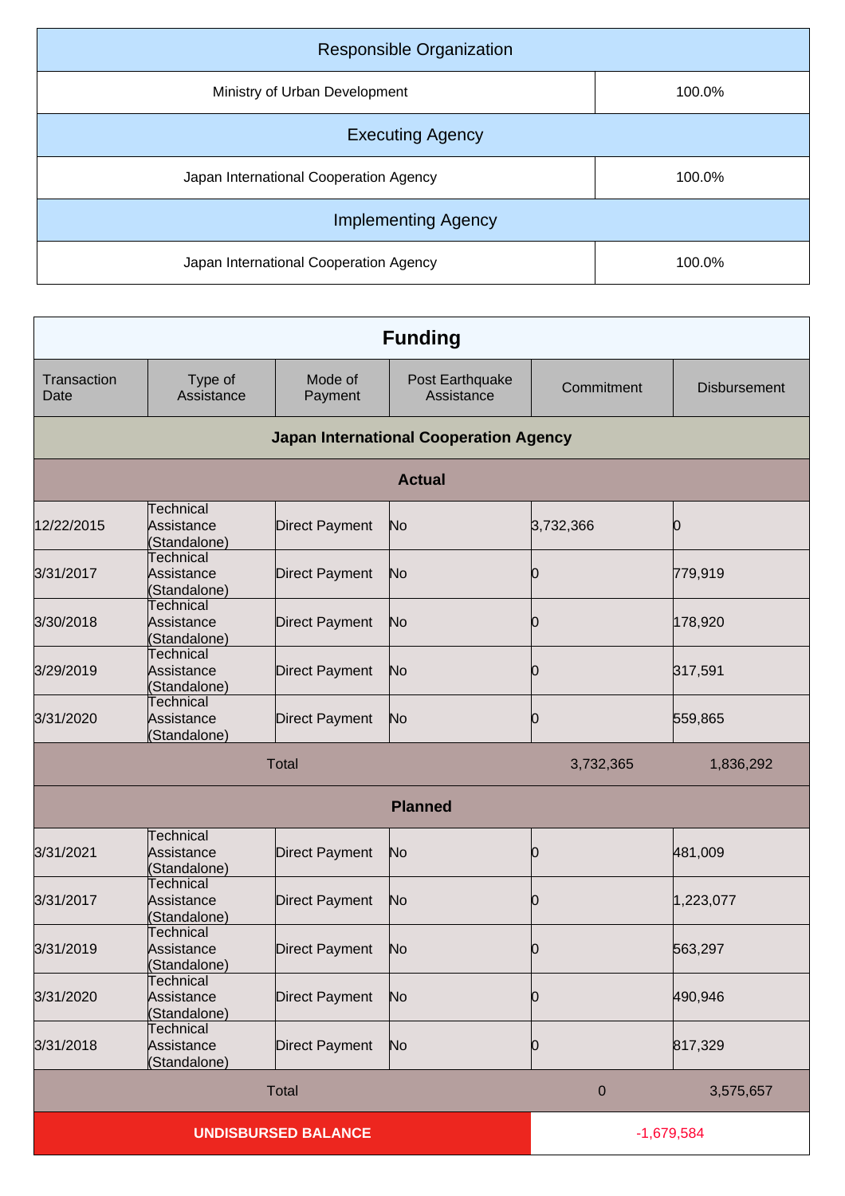| Responsible Organization | |
|---|---|
| Ministry of Urban Development | 100.0% |

| Executing Agency | |
|---|---|
| Japan International Cooperation Agency | 100.0% |

| Implementing Agency | |
|---|---|
| Japan International Cooperation Agency | 100.0% |

## Funding

| Transaction Date | Type of Assistance | Mode of Payment | Post Earthquake Assistance | Commitment | Disbursement |
|---|---|---|---|---|---|
| **Japan International Cooperation Agency** | | | | | |
| **Actual** | | | | | |
| 12/22/2015 | Technical Assistance (Standalone) | Direct Payment | No | 3,732,366 | 0 |
| 3/31/2017 | Technical Assistance (Standalone) | Direct Payment | No | 0 | 779,919 |
| 3/30/2018 | Technical Assistance (Standalone) | Direct Payment | No | 0 | 178,920 |
| 3/29/2019 | Technical Assistance (Standalone) | Direct Payment | No | 0 | 317,591 |
| 3/31/2020 | Technical Assistance (Standalone) | Direct Payment | No | 0 | 559,865 |
| Total | | | | 3,732,365 | 1,836,292 |
| **Planned** | | | | | |
| 3/31/2021 | Technical Assistance (Standalone) | Direct Payment | No | 0 | 481,009 |
| 3/31/2017 | Technical Assistance (Standalone) | Direct Payment | No | 0 | 1,223,077 |
| 3/31/2019 | Technical Assistance (Standalone) | Direct Payment | No | 0 | 563,297 |
| 3/31/2020 | Technical Assistance (Standalone) | Direct Payment | No | 0 | 490,946 |
| 3/31/2018 | Technical Assistance (Standalone) | Direct Payment | No | 0 | 817,329 |
| Total | | | | 0 | 3,575,657 |
| **UNDISBURSED BALANCE** | | | | -1,679,584 | |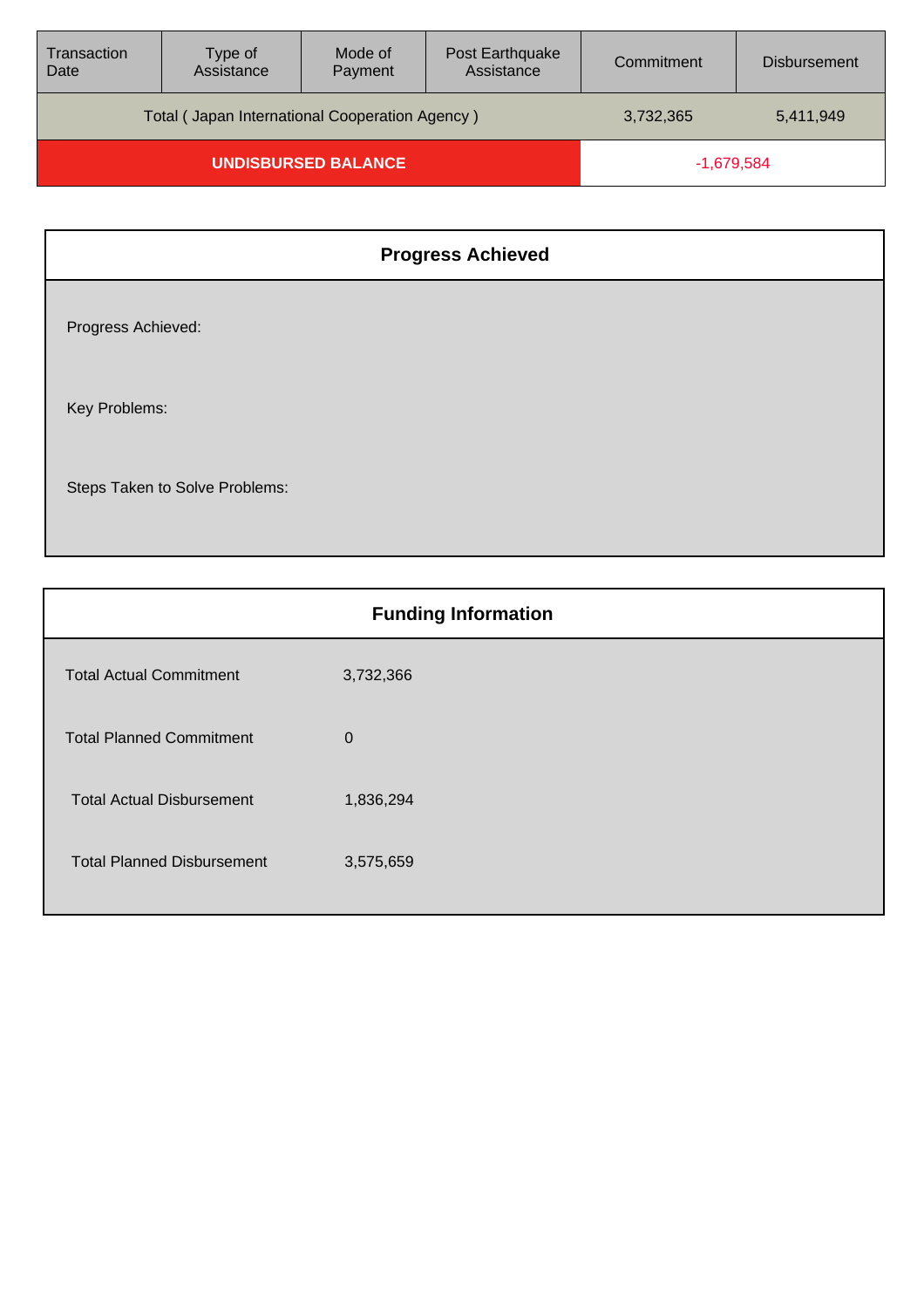| Transaction Date | Type of Assistance | Mode of Payment | Post Earthquake Assistance | Commitment | Disbursement |
|---|---|---|---|---|---|
| Total ( Japan International Cooperation Agency ) | | | | 3,732,365 | 5,411,949 |
| UNDISBURSED BALANCE | | | | -1,679,584 | |

## Progress Achieved

Progress Achieved:

Key Problems:

Steps Taken to Solve Problems:

## Funding Information

| | |
|---|---|
| Total Actual Commitment | 3,732,366 |
| Total Planned Commitment | 0 |
| Total Actual Disbursement | 1,836,294 |
| Total Planned Disbursement | 3,575,659 |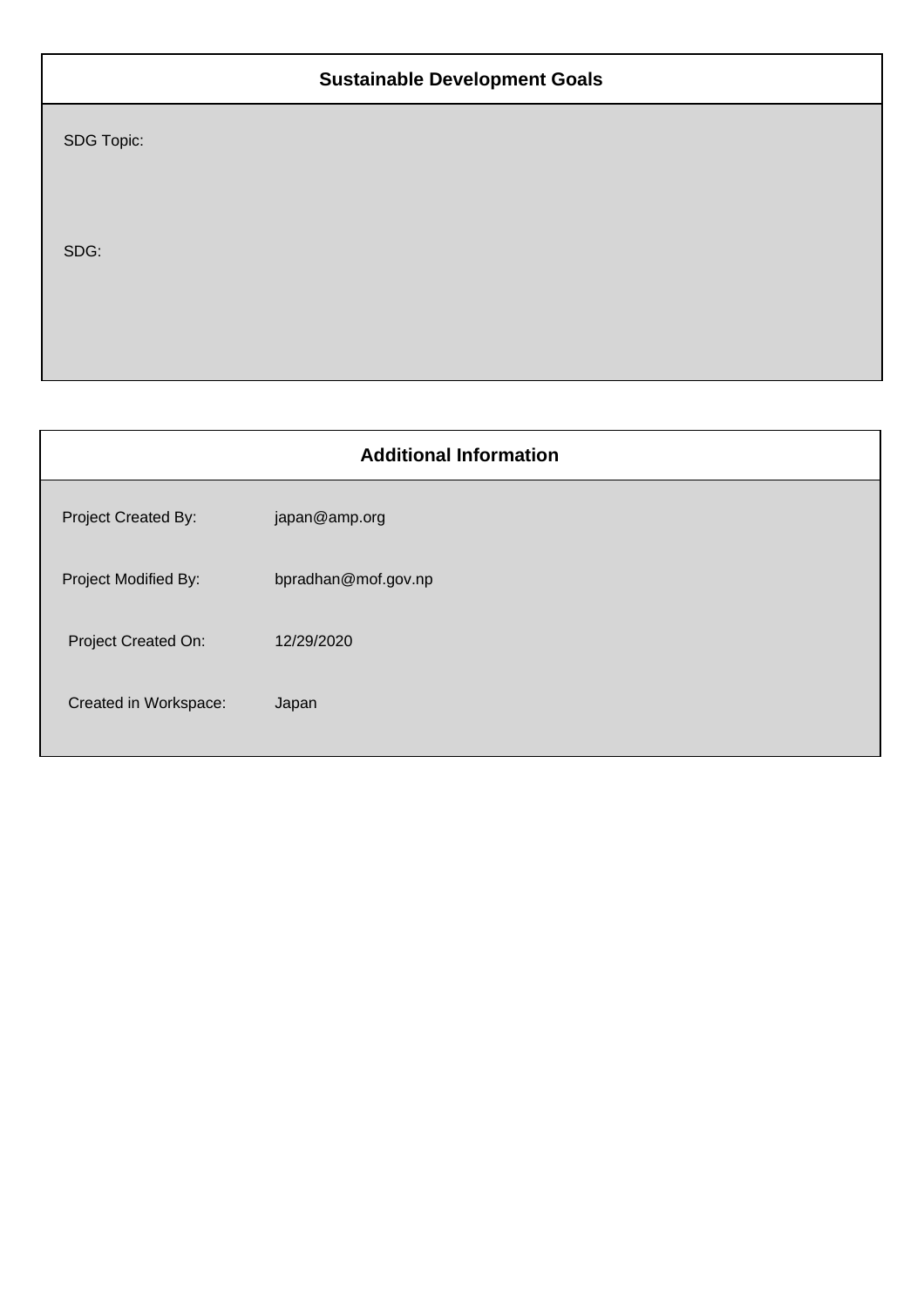## Sustainable Development Goals

SDG Topic:

SDG:

## Additional Information

| | |
|---|---|
| Project Created By: | japan@amp.org |
| Project Modified By: | bpradhan@mof.gov.np |
| Project Created On: | 12/29/2020 |
| Created in Workspace: | Japan |